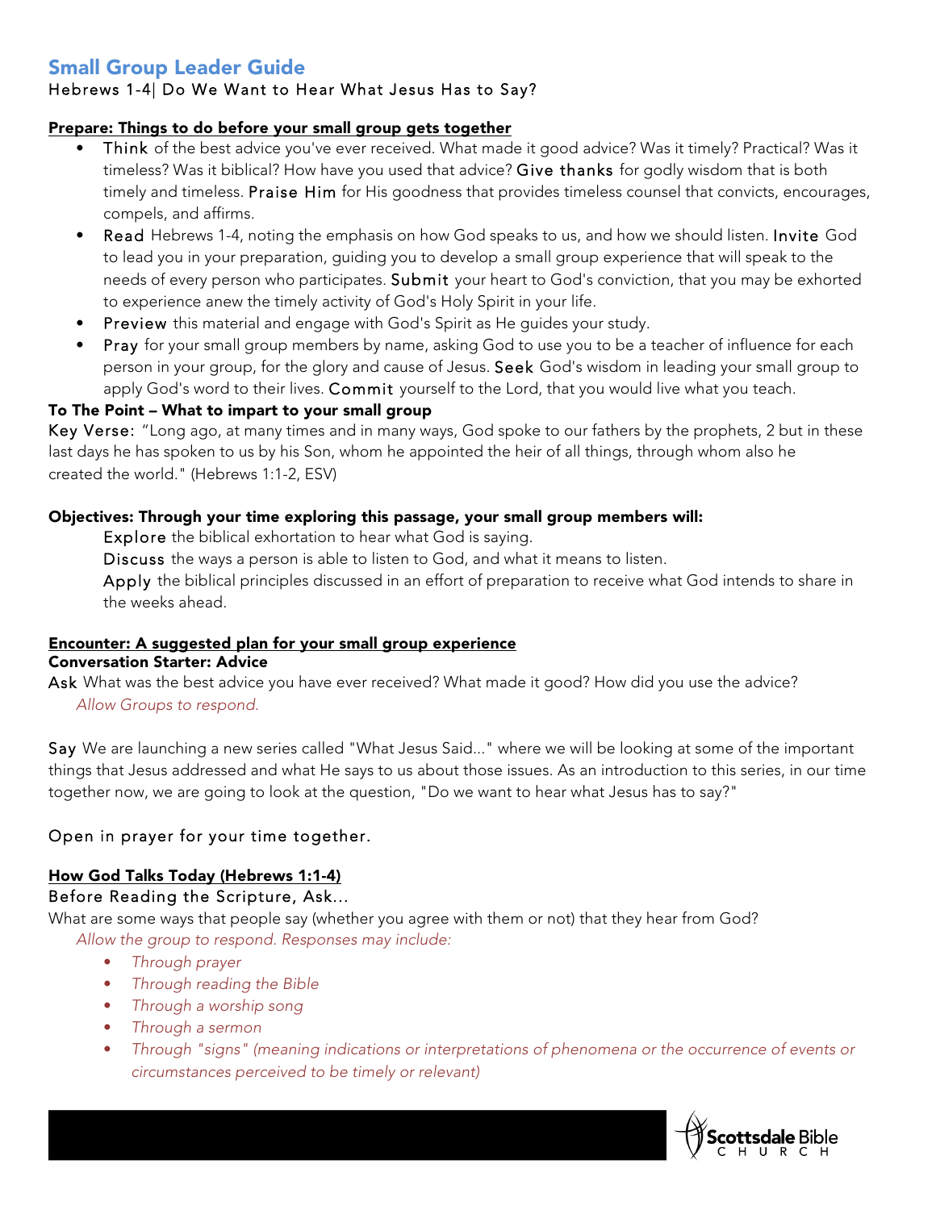# Small Group Leader Guide

Hebrews 1-4| Do We Want to Hear What Jesus Has to Say?

**Prepare: Things to do before your small group gets together**

- Think of the best advice you've ever received. What made it good advice? Was it timely? Practical? Was it timeless? Was it biblical? How have you used that advice? Give thanks for godly wisdom that is both timely and timeless. Praise Him for His goodness that provides timeless counsel that convicts, encourages, compels, and affirms.
- Read Hebrews 1-4, noting the emphasis on how God speaks to us, and how we should listen. Invite God to lead you in your preparation, guiding you to develop a small group experience that will speak to the needs of every person who participates. Submit your heart to God's conviction, that you may be exhorted to experience anew the timely activity of God's Holy Spirit in your life.
- Preview this material and engage with God's Spirit as He guides your study.
- Pray for your small group members by name, asking God to use you to be a teacher of influence for each person in your group, for the glory and cause of Jesus. Seek God's wisdom in leading your small group to apply God's word to their lives. Commit yourself to the Lord, that you would live what you teach.

**To The Point – What to impart to your small group**

Key Verse: "Long ago, at many times and in many ways, God spoke to our fathers by the prophets, 2 but in these last days he has spoken to us by his Son, whom he appointed the heir of all things, through whom also he created the world." (Hebrews 1:1-2, ESV)

**Objectives: Through your time exploring this passage, your small group members will:**

Explore the biblical exhortation to hear what God is saying.

Discuss the ways a person is able to listen to God, and what it means to listen.

Apply the biblical principles discussed in an effort of preparation to receive what God intends to share in the weeks ahead.

**Encounter: A suggested plan for your small group experience**

**Conversation Starter: Advice**

Ask What was the best advice you have ever received? What made it good? How did you use the advice?

*Allow Groups to respond.*

Say We are launching a new series called "What Jesus Said..." where we will be looking at some of the important things that Jesus addressed and what He says to us about those issues. As an introduction to this series, in our time together now, we are going to look at the question, "Do we want to hear what Jesus has to say?"

Open in prayer for your time together.

**How God Talks Today (Hebrews 1:1-4)**

Before Reading the Scripture, Ask...

What are some ways that people say (whether you agree with them or not) that they hear from God?

*Allow the group to respond. Responses may include:*

- *Through prayer*
- *Through reading the Bible*
- *Through a worship song*
- *Through a sermon*
- *Through "signs" (meaning indications or interpretations of phenomena or the occurrence of events or circumstances perceived to be timely or relevant)*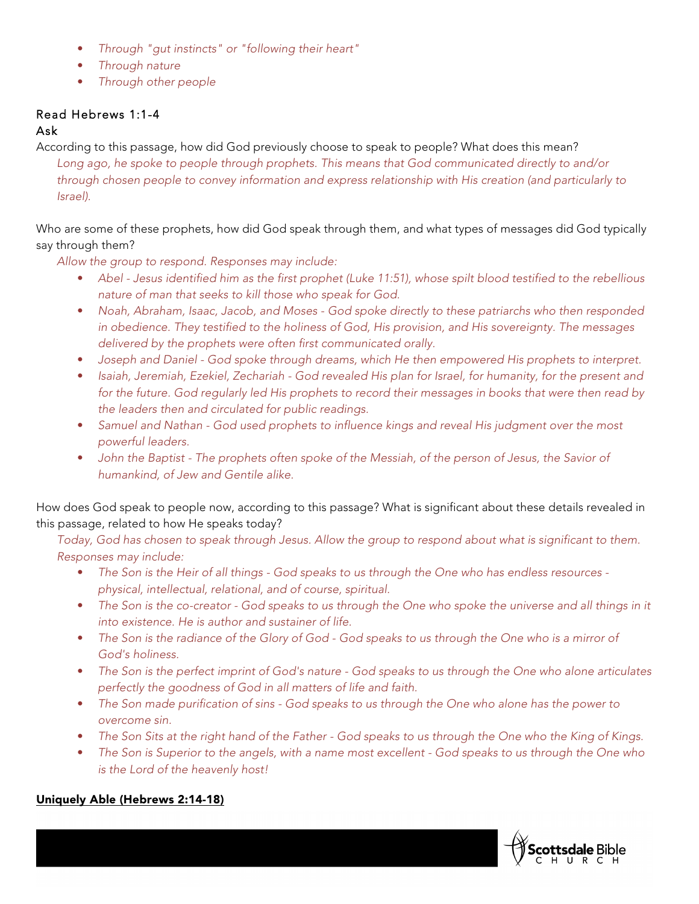- *Through "gut instincts" or "following their heart"*
- *Through nature*
- *Through other people*

### Read Hebrews 1:1-4

### Ask

According to this passage, how did God previously choose to speak to people? What does this mean?

*Long ago, he spoke to people through prophets. This means that God communicated directly to and/or through chosen people to convey information and express relationship with His creation (and particularly to Israel).*

Who are some of these prophets, how did God speak through them, and what types of messages did God typically say through them?

*Allow the group to respond. Responses may include:*

- *Abel - Jesus identified him as the first prophet (Luke 11:51), whose spilt blood testified to the rebellious nature of man that seeks to kill those who speak for God.*
- *Noah, Abraham, Isaac, Jacob, and Moses - God spoke directly to these patriarchs who then responded in obedience. They testified to the holiness of God, His provision, and His sovereignty. The messages delivered by the prophets were often first communicated orally.*
- *Joseph and Daniel - God spoke through dreams, which He then empowered His prophets to interpret.*
- *Isaiah, Jeremiah, Ezekiel, Zechariah - God revealed His plan for Israel, for humanity, for the present and for the future. God regularly led His prophets to record their messages in books that were then read by the leaders then and circulated for public readings.*
- *Samuel and Nathan - God used prophets to influence kings and reveal His judgment over the most powerful leaders.*
- *John the Baptist - The prophets often spoke of the Messiah, of the person of Jesus, the Savior of humankind, of Jew and Gentile alike.*

How does God speak to people now, according to this passage? What is significant about these details revealed in this passage, related to how He speaks today?

*Today, God has chosen to speak through Jesus. Allow the group to respond about what is significant to them. Responses may include:*

- *The Son is the Heir of all things - God speaks to us through the One who has endless resources - physical, intellectual, relational, and of course, spiritual.*
- *The Son is the co-creator - God speaks to us through the One who spoke the universe and all things in it into existence. He is author and sustainer of life.*
- *The Son is the radiance of the Glory of God - God speaks to us through the One who is a mirror of God's holiness.*
- *The Son is the perfect imprint of God's nature - God speaks to us through the One who alone articulates perfectly the goodness of God in all matters of life and faith.*
- *The Son made purification of sins - God speaks to us through the One who alone has the power to overcome sin.*
- *The Son Sits at the right hand of the Father - God speaks to us through the One who the King of Kings.*
- *The Son is Superior to the angels, with a name most excellent - God speaks to us through the One who is the Lord of the heavenly host!*

**Uniquely Able (Hebrews 2:14-18)**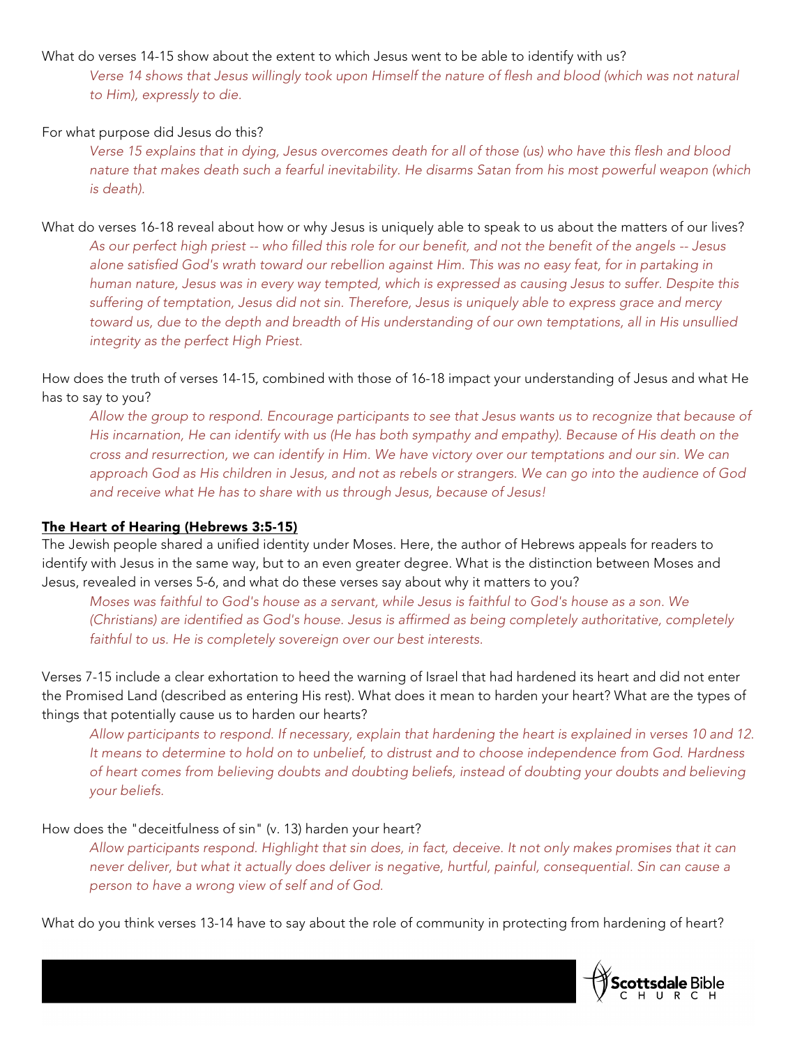What do verses 14-15 show about the extent to which Jesus went to be able to identify with us?

*Verse 14 shows that Jesus willingly took upon Himself the nature of flesh and blood (which was not natural to Him), expressly to die.*

For what purpose did Jesus do this?

*Verse 15 explains that in dying, Jesus overcomes death for all of those (us) who have this flesh and blood nature that makes death such a fearful inevitability. He disarms Satan from his most powerful weapon (which is death).*

What do verses 16-18 reveal about how or why Jesus is uniquely able to speak to us about the matters of our lives?

*As our perfect high priest -- who filled this role for our benefit, and not the benefit of the angels -- Jesus alone satisfied God's wrath toward our rebellion against Him. This was no easy feat, for in partaking in human nature, Jesus was in every way tempted, which is expressed as causing Jesus to suffer. Despite this suffering of temptation, Jesus did not sin. Therefore, Jesus is uniquely able to express grace and mercy toward us, due to the depth and breadth of His understanding of our own temptations, all in His unsullied integrity as the perfect High Priest.*

How does the truth of verses 14-15, combined with those of 16-18 impact your understanding of Jesus and what He has to say to you?

*Allow the group to respond. Encourage participants to see that Jesus wants us to recognize that because of His incarnation, He can identify with us (He has both sympathy and empathy). Because of His death on the cross and resurrection, we can identify in Him. We have victory over our temptations and our sin. We can approach God as His children in Jesus, and not as rebels or strangers. We can go into the audience of God and receive what He has to share with us through Jesus, because of Jesus!*

**The Heart of Hearing (Hebrews 3:5-15)**

The Jewish people shared a unified identity under Moses. Here, the author of Hebrews appeals for readers to identify with Jesus in the same way, but to an even greater degree. What is the distinction between Moses and Jesus, revealed in verses 5-6, and what do these verses say about why it matters to you?

*Moses was faithful to God's house as a servant, while Jesus is faithful to God's house as a son. We (Christians) are identified as God's house. Jesus is affirmed as being completely authoritative, completely faithful to us. He is completely sovereign over our best interests.*

Verses 7-15 include a clear exhortation to heed the warning of Israel that had hardened its heart and did not enter the Promised Land (described as entering His rest). What does it mean to harden your heart? What are the types of things that potentially cause us to harden our hearts?

*Allow participants to respond. If necessary, explain that hardening the heart is explained in verses 10 and 12. It means to determine to hold on to unbelief, to distrust and to choose independence from God. Hardness of heart comes from believing doubts and doubting beliefs, instead of doubting your doubts and believing your beliefs.*

How does the "deceitfulness of sin" (v. 13) harden your heart?

*Allow participants respond. Highlight that sin does, in fact, deceive. It not only makes promises that it can never deliver, but what it actually does deliver is negative, hurtful, painful, consequential. Sin can cause a person to have a wrong view of self and of God.*

What do you think verses 13-14 have to say about the role of community in protecting from hardening of heart?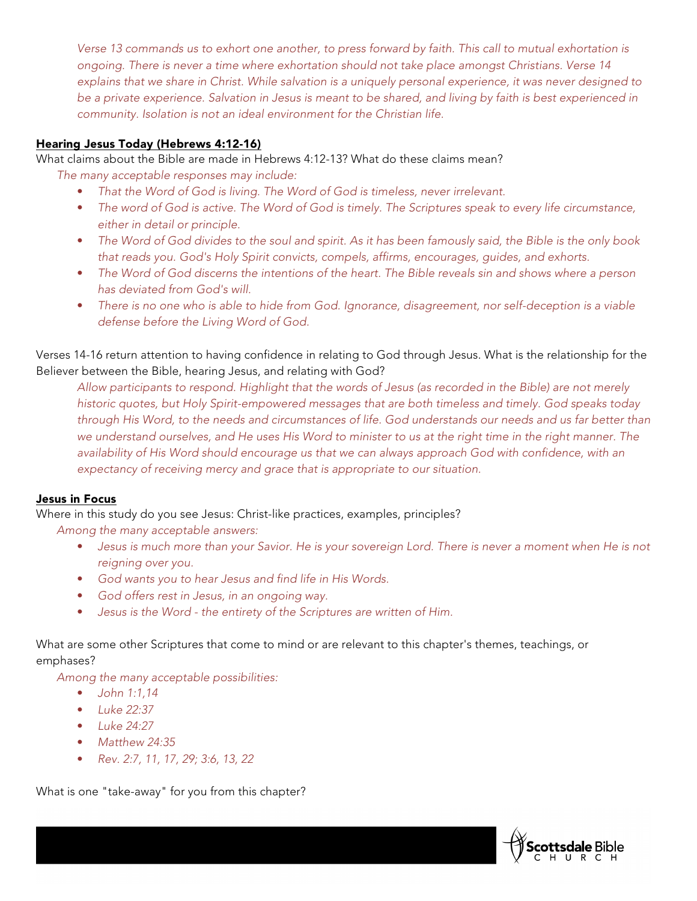*Verse 13 commands us to exhort one another, to press forward by faith. This call to mutual exhortation is ongoing. There is never a time where exhortation should not take place amongst Christians. Verse 14 explains that we share in Christ. While salvation is a uniquely personal experience, it was never designed to be a private experience. Salvation in Jesus is meant to be shared, and living by faith is best experienced in community. Isolation is not an ideal environment for the Christian life.*

**Hearing Jesus Today (Hebrews 4:12-16)**

What claims about the Bible are made in Hebrews 4:12-13? What do these claims mean?

*The many acceptable responses may include:*

- *That the Word of God is living. The Word of God is timeless, never irrelevant.*
- *The word of God is active. The Word of God is timely. The Scriptures speak to every life circumstance, either in detail or principle.*
- *The Word of God divides to the soul and spirit. As it has been famously said, the Bible is the only book that reads you. God's Holy Spirit convicts, compels, affirms, encourages, guides, and exhorts.*
- *The Word of God discerns the intentions of the heart. The Bible reveals sin and shows where a person has deviated from God's will.*
- *There is no one who is able to hide from God. Ignorance, disagreement, nor self-deception is a viable defense before the Living Word of God.*

Verses 14-16 return attention to having confidence in relating to God through Jesus. What is the relationship for the Believer between the Bible, hearing Jesus, and relating with God?

*Allow participants to respond. Highlight that the words of Jesus (as recorded in the Bible) are not merely historic quotes, but Holy Spirit-empowered messages that are both timeless and timely. God speaks today through His Word, to the needs and circumstances of life. God understands our needs and us far better than we understand ourselves, and He uses His Word to minister to us at the right time in the right manner. The availability of His Word should encourage us that we can always approach God with confidence, with an expectancy of receiving mercy and grace that is appropriate to our situation.*

**Jesus in Focus**

Where in this study do you see Jesus: Christ-like practices, examples, principles?

*Among the many acceptable answers:*

- *Jesus is much more than your Savior. He is your sovereign Lord. There is never a moment when He is not reigning over you.*
- *God wants you to hear Jesus and find life in His Words.*
- *God offers rest in Jesus, in an ongoing way.*
- *Jesus is the Word - the entirety of the Scriptures are written of Him.*

What are some other Scriptures that come to mind or are relevant to this chapter's themes, teachings, or emphases?

*Among the many acceptable possibilities:*

- *John 1:1,14*
- *Luke 22:37*
- *Luke 24:27*
- *Matthew 24:35*
- *Rev. 2:7, 11, 17, 29; 3:6, 13, 22*

What is one "take-away" for you from this chapter?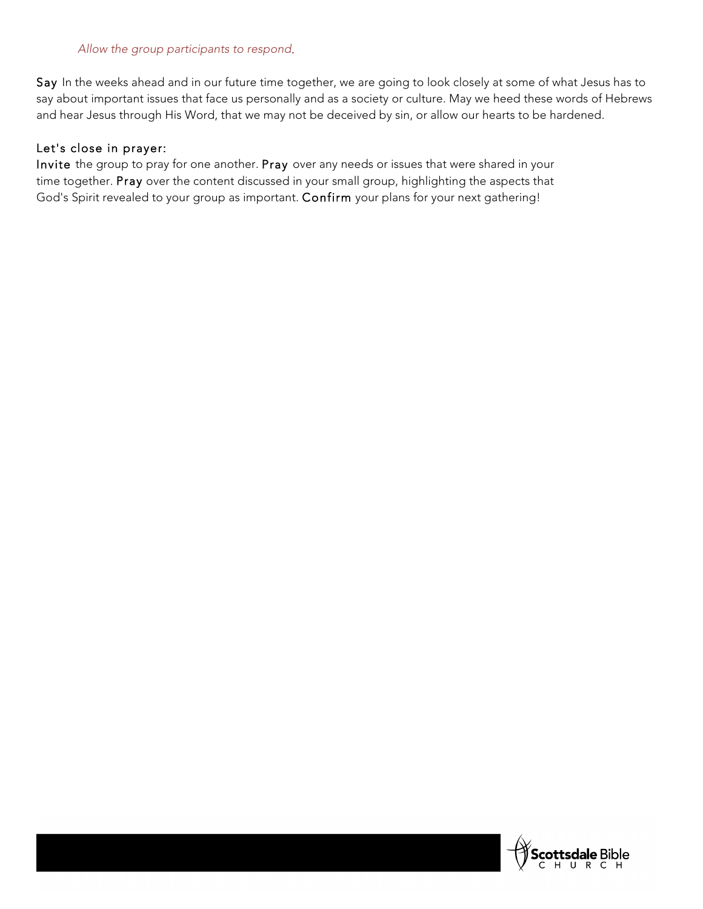*Allow the group participants to respond.*

**Say** In the weeks ahead and in our future time together, we are going to look closely at some of what Jesus has to say about important issues that face us personally and as a society or culture. May we heed these words of Hebrews and hear Jesus through His Word, that we may not be deceived by sin, or allow our hearts to be hardened.

**Let's close in prayer:**

**Invite** the group to pray for one another. **Pray** over any needs or issues that were shared in your time together. **Pray** over the content discussed in your small group, highlighting the aspects that God's Spirit revealed to your group as important. **Confirm** your plans for your next gathering!